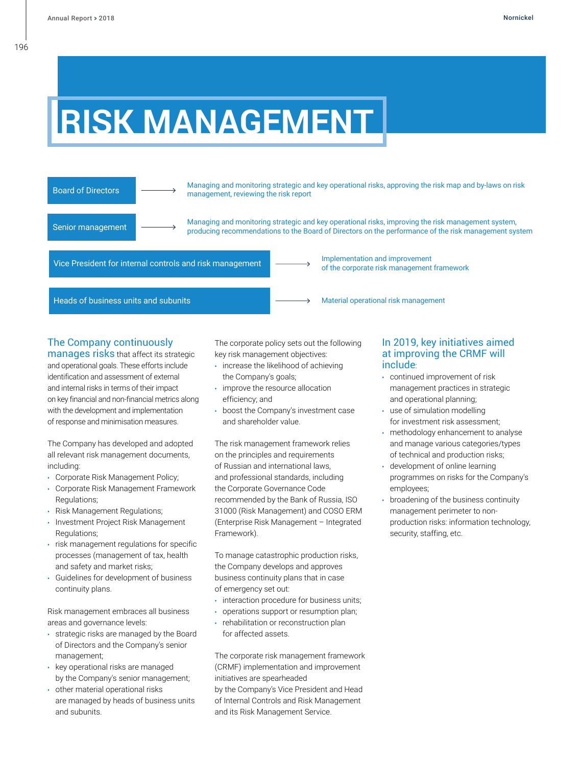# RISK MANAGEMENT

| Body | Responsibilities |
| --- | --- |
| Board of Directors | Managing and monitoring strategic and key operational risks, approving the risk map and by-laws on risk management, reviewing the risk report |
| Senior management | Managing and monitoring strategic and key operational risks, improving the risk management system, producing recommendations to the Board of Directors on the performance of the risk management system |
| Vice President for internal controls and risk management | Implementation and improvement of the corporate risk management framework |
| Heads of business units and subunits | Material operational risk management |

**The Company continuously manages risks** that affect its strategic and operational goals. These efforts include identification and assessment of external and internal risks in terms of their impact on key financial and non-financial metrics along with the development and implementation of response and minimisation measures.

The Company has developed and adopted all relevant risk management documents, including:

- Corporate Risk Management Policy;
- Corporate Risk Management Framework Regulations;
- Risk Management Regulations;
- Investment Project Risk Management Regulations;
- risk management regulations for specific processes (management of tax, health and safety and market risks;
- Guidelines for development of business continuity plans.

Risk management embraces all business areas and governance levels:

- strategic risks are managed by the Board of Directors and the Company's senior management;
- key operational risks are managed by the Company's senior management;
- other material operational risks are managed by heads of business units and subunits.

The corporate policy sets out the following key risk management objectives:

- increase the likelihood of achieving the Company's goals;
- improve the resource allocation efficiency; and
- boost the Company's investment case and shareholder value.

The risk management framework relies on the principles and requirements of Russian and international laws, and professional standards, including the Corporate Governance Code recommended by the Bank of Russia, ISO 31000 (Risk Management) and COSO ERM (Enterprise Risk Management – Integrated Framework).

To manage catastrophic production risks, the Company develops and approves business continuity plans that in case of emergency set out:

- interaction procedure for business units;
- operations support or resumption plan;
- rehabilitation or reconstruction plan for affected assets.

The corporate risk management framework (CRMF) implementation and improvement initiatives are spearheaded by the Company's Vice President and Head of Internal Controls and Risk Management and its Risk Management Service.

## In 2019, key initiatives aimed at improving the CRMF will include:

- continued improvement of risk management practices in strategic and operational planning;
- use of simulation modelling for investment risk assessment;
- methodology enhancement to analyse and manage various categories/types of technical and production risks;
- development of online learning programmes on risks for the Company's employees;
- broadening of the business continuity management perimeter to non-production risks: information technology, security, staffing, etc.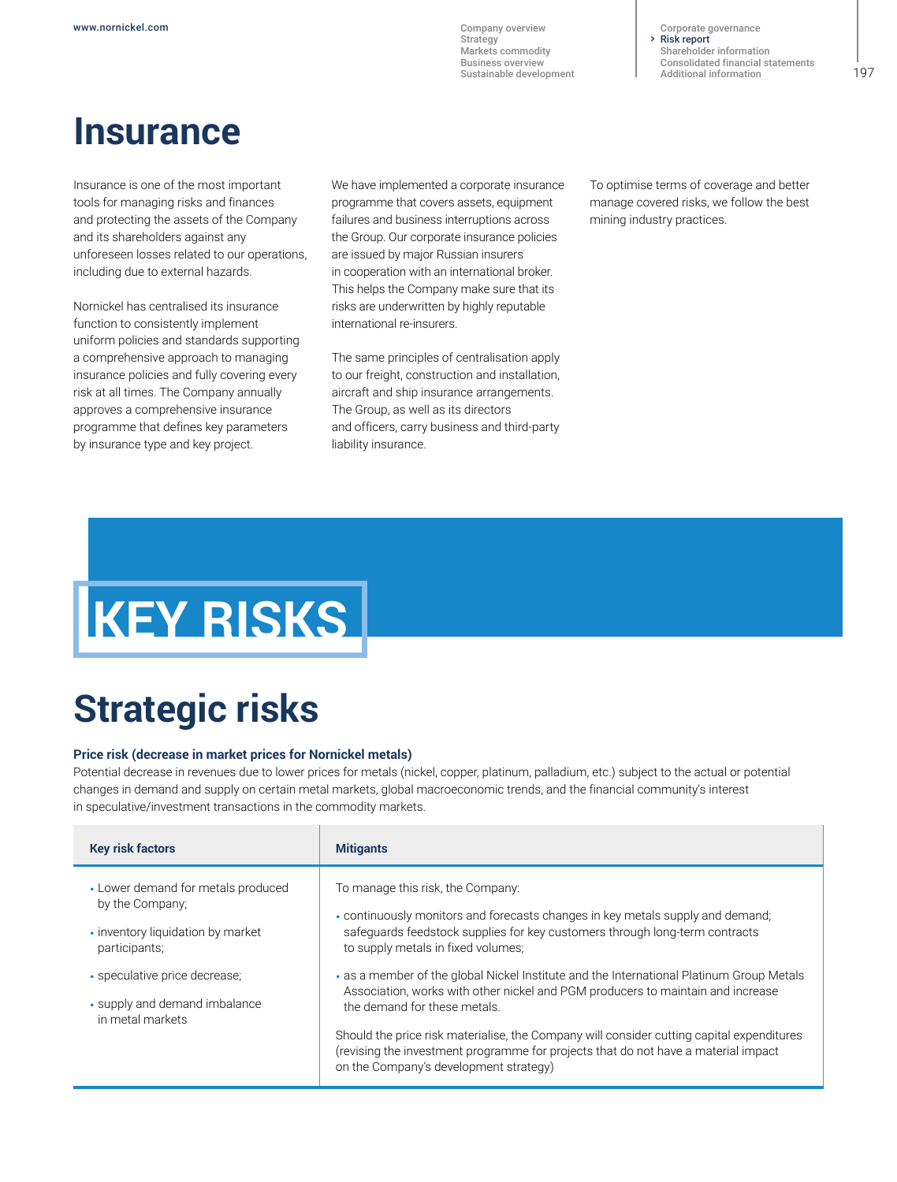# Insurance

Insurance is one of the most important tools for managing risks and finances and protecting the assets of the Company and its shareholders against any unforeseen losses related to our operations, including due to external hazards.

Nornickel has centralised its insurance function to consistently implement uniform policies and standards supporting a comprehensive approach to managing insurance policies and fully covering every risk at all times. The Company annually approves a comprehensive insurance programme that defines key parameters by insurance type and key project.

We have implemented a corporate insurance programme that covers assets, equipment failures and business interruptions across the Group. Our corporate insurance policies are issued by major Russian insurers in cooperation with an international broker. This helps the Company make sure that its risks are underwritten by highly reputable international re-insurers.

The same principles of centralisation apply to our freight, construction and installation, aircraft and ship insurance arrangements. The Group, as well as its directors and officers, carry business and third-party liability insurance.

To optimise terms of coverage and better manage covered risks, we follow the best mining industry practices.

# KEY RISKS

## Strategic risks

**Price risk (decrease in market prices for Nornickel metals)**
Potential decrease in revenues due to lower prices for metals (nickel, copper, platinum, palladium, etc.) subject to the actual or potential changes in demand and supply on certain metal markets, global macroeconomic trends, and the financial community's interest in speculative/investment transactions in the commodity markets.

| Key risk factors | Mitigants |
|---|---|
| • Lower demand for metals produced by the Company;<br>• inventory liquidation by market participants;<br>• speculative price decrease;<br>• supply and demand imbalance in metal markets | To manage this risk, the Company:<br>• continuously monitors and forecasts changes in key metals supply and demand; safeguards feedstock supplies for key customers through long-term contracts to supply metals in fixed volumes;<br>• as a member of the global Nickel Institute and the International Platinum Group Metals Association, works with other nickel and PGM producers to maintain and increase the demand for these metals.<br>Should the price risk materialise, the Company will consider cutting capital expenditures (revising the investment programme for projects that do not have a material impact on the Company's development strategy) |